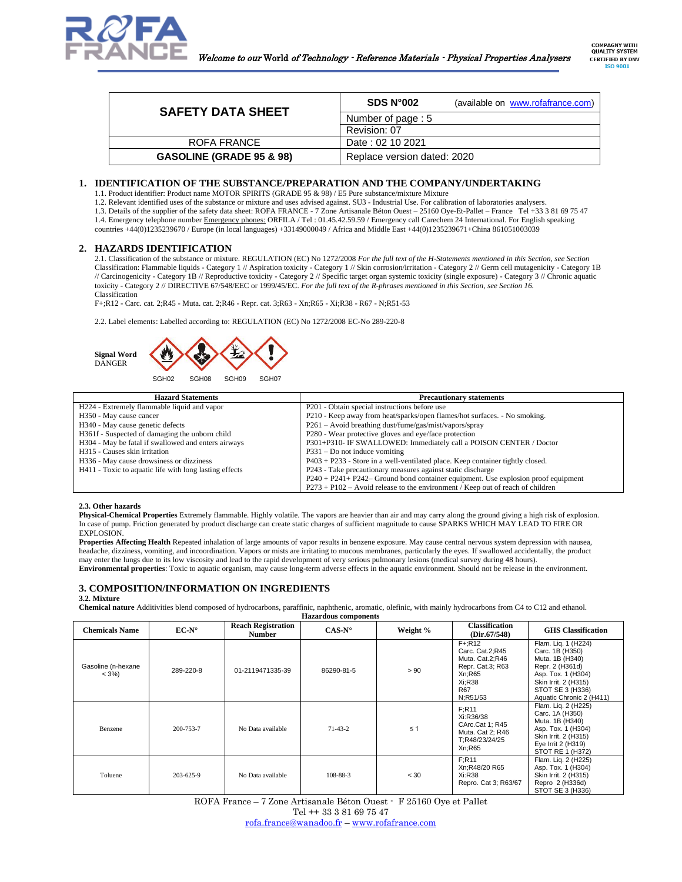| SAFETY DATA SHEET | SDS N°002 (available on www.rofafrance.com) |
| --- | --- |
| | Number of page : 5 |
| | Revision: 07 |
| ROFA FRANCE | Date : 02 10 2021 |
| **GASOLINE (GRADE 95 & 98)** | Replace version dated: 2020 |

## 1. IDENTIFICATION OF THE SUBSTANCE/PREPARATION AND THE COMPANY/UNDERTAKING

1.1. Product identifier: Product name MOTOR SPIRITS (GRADE 95 & 98) / E5 Pure substance/mixture Mixture

1.2. Relevant identified uses of the substance or mixture and uses advised against. SU3 - Industrial Use. For calibration of laboratories analysers.

1.3. Details of the supplier of the safety data sheet: ROFA FRANCE - 7 Zone Artisanale Béton Ouest – 25160 Oye-Et-Pallet – France Tel +33 3 81 69 75 47

1.4. Emergency telephone number Emergency phones: ORFILA / Tel : 01.45.42.59.59 / Emergency call Carechem 24 International. For English speaking countries +44(0)1235239670 / Europe (in local languages) +33149000049 / Africa and Middle East +44(0)1235239671+China 861051003039

## 2. HAZARDS IDENTIFICATION

2.1. Classification of the substance or mixture. REGULATION (EC) No 1272/2008 *For the full text of the H-Statements mentioned in this Section, see Section* Classification: Flammable liquids - Category 1 // Aspiration toxicity - Category 1 // Skin corrosion/irritation - Category 2 // Germ cell mutagenicity - Category 1B // Carcinogenicity - Category 1B // Reproductive toxicity - Category 2 // Specific target organ systemic toxicity (single exposure) - Category 3 // Chronic aquatic toxicity - Category 2 // DIRECTIVE 67/548/EEC or 1999/45/EC. *For the full text of the R-phrases mentioned in this Section, see Section 16.*
Classification

F+;R12 - Carc. cat. 2;R45 - Muta. cat. 2;R46 - Repr. cat. 3;R63 - Xn;R65 - Xi;R38 - R67 - N;R51-53

2.2. Label elements: Labelled according to: REGULATION (EC) No 1272/2008 EC-No 289-220-8

**Signal Word**
DANGER

SGH02 SGH08 SGH09 SGH07

| Hazard Statements | Precautionary statements |
| --- | --- |
| H224 - Extremely flammable liquid and vapor | P201 - Obtain special instructions before use |
| H350 - May cause cancer | P210 - Keep away from heat/sparks/open flames/hot surfaces. - No smoking. |
| H340 - May cause genetic defects | P261 – Avoid breathing dust/fume/gas/mist/vapors/spray |
| H361f - Suspected of damaging the unborn child | P280 - Wear protective gloves and eye/face protection |
| H304 - May be fatal if swallowed and enters airways | P301+P310- IF SWALLOWED: Immediately call a POISON CENTER / Doctor |
| H315 - Causes skin irritation | P331 – Do not induce vomiting |
| H336 - May cause drowsiness or dizziness | P403 + P233 - Store in a well-ventilated place. Keep container tightly closed. |
| H411 - Toxic to aquatic life with long lasting effects | P243 - Take precautionary measures against static discharge |
| | P240 + P241+ P242– Ground bond container equipment. Use explosion proof equipment |
| | P273 + P102 – Avoid release to the environment / Keep out of reach of children |

**2.3. Other hazards**

**Physical-Chemical Properties** Extremely flammable. Highly volatile. The vapors are heavier than air and may carry along the ground giving a high risk of explosion. In case of pump. Friction generated by product discharge can create static charges of sufficient magnitude to cause SPARKS WHICH MAY LEAD TO FIRE OR EXPLOSION.

**Properties Affecting Health** Repeated inhalation of large amounts of vapor results in benzene exposure. May cause central nervous system depression with nausea, headache, dizziness, vomiting, and incoordination. Vapors or mists are irritating to mucous membranes, particularly the eyes. If swallowed accidentally, the product may enter the lungs due to its low viscosity and lead to the rapid development of very serious pulmonary lesions (medical survey during 48 hours).

**Environmental properties**: Toxic to aquatic organism, may cause long-term adverse effects in the aquatic environment. Should not be release in the environment.

## 3. COMPOSITION/INFORMATION ON INGREDIENTS

**3.2. Mixture**

**Chemical nature** Additivities blend composed of hydrocarbons, paraffinic, naphthenic, aromatic, olefinic, with mainly hydrocarbons from C4 to C12 and ethanol.

**Hazardous components**

| Chemicals Name | EC-N° | Reach Registration Number | CAS-N° | Weight % | Classification (Dir.67/548) | GHS Classification |
| --- | --- | --- | --- | --- | --- | --- |
| Gasoline (n-hexane < 3%) | 289-220-8 | 01-2119471335-39 | 86290-81-5 | > 90 | F+;R12<br>Carc. Cat.2;R45<br>Muta. Cat.2;R46<br>Repr. Cat.3; R63<br>Xn;R65<br>Xi;R38<br>R67<br>N;R51/53 | Flam. Liq. 1 (H224)<br>Carc. 1B (H350)<br>Muta. 1B (H340)<br>Repr. 2 (H361d)<br>Asp. Tox. 1 (H304)<br>Skin Irrit. 2 (H315)<br>STOT SE 3 (H336)<br>Aquatic Chronic 2 (H411) |
| Benzene | 200-753-7 | No Data available | 71-43-2 | ≤ 1 | F;R11<br>Xi:R36/38<br>CArc.Cat 1; R45<br>Muta. Cat 2; R46<br>T;R48/23/24/25<br>Xn;R65 | Flam. Liq. 2 (H225)<br>Carc. 1A (H350)<br>Muta. 1B (H340)<br>Asp. Tox. 1 (H304)<br>Skin Irrit. 2 (H315)<br>Eye Irrit 2 (H319)<br>STOT RE 1 (H372) |
| Toluene | 203-625-9 | No Data available | 108-88-3 | < 30 | F;R11<br>Xn;R48/20 R65<br>Xi:R38<br>Repro. Cat 3; R63/67 | Flam. Liq. 2 (H225)<br>Asp. Tox. 1 (H304)<br>Skin Irrit. 2 (H315)<br>Repro 2 (H336d)<br>STOT SE 3 (H336) |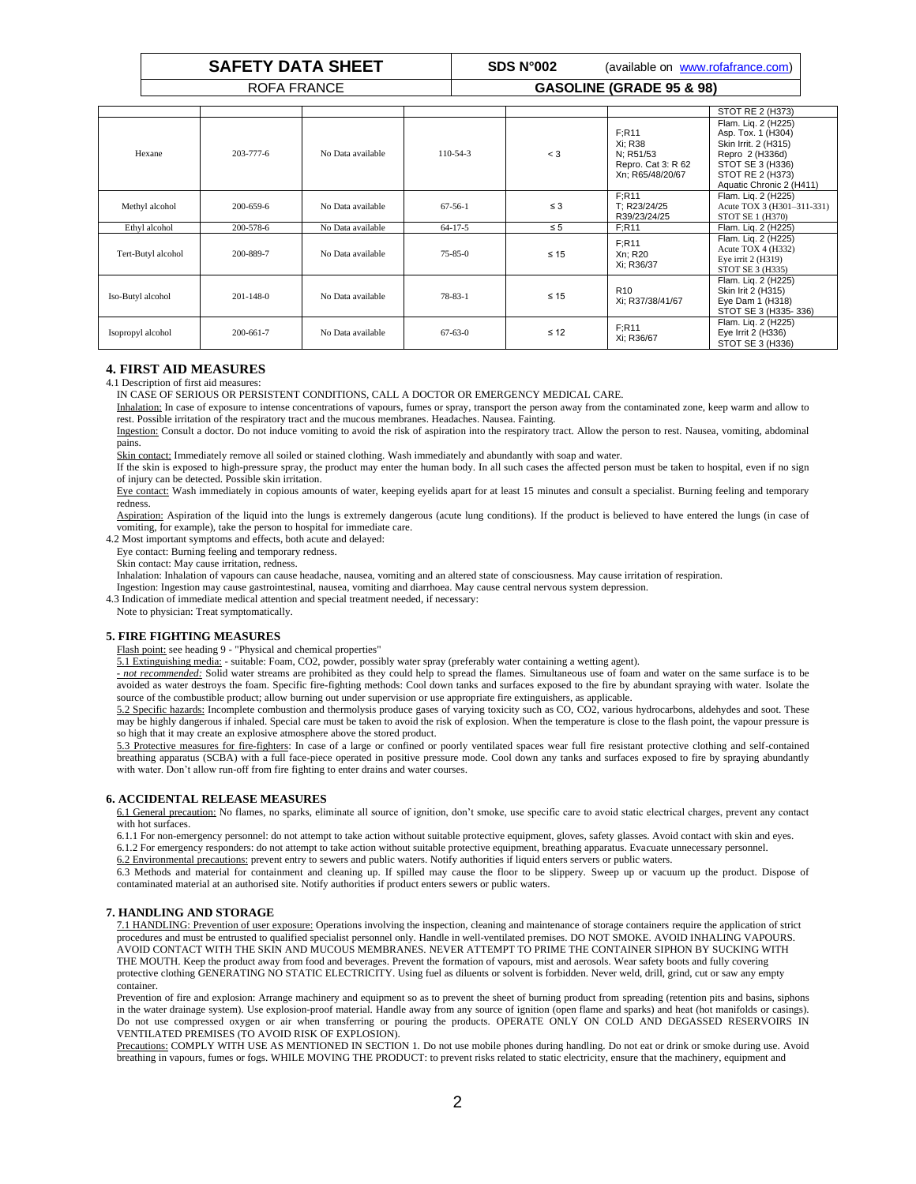| | | | | | | STOT RE 2 (H373) |
|---|---|---|---|---|---|---|
| Hexane | 203-777-6 | No Data available | 110-54-3 | < 3 | F;R11 Xi; R38 N; R51/53 Repro. Cat 3: R 62 Xn; R65/48/20/67 | Flam. Liq. 2 (H225) Asp. Tox. 1 (H304) Skin Irrit. 2 (H315) Repro 2 (H336d) STOT SE 3 (H336) STOT RE 2 (H373) Aquatic Chronic 2 (H411) |
| Methyl alcohol | 200-659-6 | No Data available | 67-56-1 | ≤ 3 | F;R11 T; R23/24/25 R39/23/24/25 | Flam. Liq. 2 (H225) Acute TOX 3 (H301–311-331) STOT SE 1 (H370) |
| Ethyl alcohol | 200-578-6 | No Data available | 64-17-5 | ≤ 5 | F;R11 | Flam. Liq. 2 (H225) |
| Tert-Butyl alcohol | 200-889-7 | No Data available | 75-85-0 | ≤ 15 | F;R11 Xn; R20 Xi; R36/37 | Flam. Liq. 2 (H225) Acute TOX 4 (H332) Eye irrit 2 (H319) STOT SE 3 (H335) |
| Iso-Butyl alcohol | 201-148-0 | No Data available | 78-83-1 | ≤ 15 | R10 Xi; R37/38/41/67 | Flam. Liq. 2 (H225) Skin Irit 2 (H315) Eye Dam 1 (H318) STOT SE 3 (H335- 336) |
| Isopropyl alcohol | 200-661-7 | No Data available | 67-63-0 | ≤ 12 | F;R11 Xi; R36/67 | Flam. Liq. 2 (H225) Eye Irrit 2 (H336) STOT SE 3 (H336) |

## 4. FIRST AID MEASURES

4.1 Description of first aid measures:

IN CASE OF SERIOUS OR PERSISTENT CONDITIONS, CALL A DOCTOR OR EMERGENCY MEDICAL CARE.

Inhalation: In case of exposure to intense concentrations of vapours, fumes or spray, transport the person away from the contaminated zone, keep warm and allow to rest. Possible irritation of the respiratory tract and the mucous membranes. Headaches. Nausea. Fainting.

Ingestion: Consult a doctor. Do not induce vomiting to avoid the risk of aspiration into the respiratory tract. Allow the person to rest. Nausea, vomiting, abdominal pains.

Skin contact: Immediately remove all soiled or stained clothing. Wash immediately and abundantly with soap and water.

If the skin is exposed to high-pressure spray, the product may enter the human body. In all such cases the affected person must be taken to hospital, even if no sign of injury can be detected. Possible skin irritation.

Eye contact: Wash immediately in copious amounts of water, keeping eyelids apart for at least 15 minutes and consult a specialist. Burning feeling and temporary redness.

Aspiration: Aspiration of the liquid into the lungs is extremely dangerous (acute lung conditions). If the product is believed to have entered the lungs (in case of vomiting, for example), take the person to hospital for immediate care.

4.2 Most important symptoms and effects, both acute and delayed:

Eye contact: Burning feeling and temporary redness.

Skin contact: May cause irritation, redness.

Inhalation: Inhalation of vapours can cause headache, nausea, vomiting and an altered state of consciousness. May cause irritation of respiration.

Ingestion: Ingestion may cause gastrointestinal, nausea, vomiting and diarrhoea. May cause central nervous system depression.

4.3 Indication of immediate medical attention and special treatment needed, if necessary:

Note to physician: Treat symptomatically.

## 5. FIRE FIGHTING MEASURES

Flash point: see heading 9 - "Physical and chemical properties"

5.1 Extinguishing media: - suitable: Foam, CO2, powder, possibly water spray (preferably water containing a wetting agent).

*- not recommended:* Solid water streams are prohibited as they could help to spread the flames. Simultaneous use of foam and water on the same surface is to be avoided as water destroys the foam. Specific fire-fighting methods: Cool down tanks and surfaces exposed to the fire by abundant spraying with water. Isolate the source of the combustible product; allow burning out under supervision or use appropriate fire extinguishers, as applicable.

5.2 Specific hazards: Incomplete combustion and thermolysis produce gases of varying toxicity such as CO, CO2, various hydrocarbons, aldehydes and soot. These may be highly dangerous if inhaled. Special care must be taken to avoid the risk of explosion. When the temperature is close to the flash point, the vapour pressure is so high that it may create an explosive atmosphere above the stored product.

5.3 Protective measures for fire-fighters: In case of a large or confined or poorly ventilated spaces wear full fire resistant protective clothing and self-contained breathing apparatus (SCBA) with a full face-piece operated in positive pressure mode. Cool down any tanks and surfaces exposed to fire by spraying abundantly with water. Don't allow run-off from fire fighting to enter drains and water courses.

## 6. ACCIDENTAL RELEASE MEASURES

6.1 General precaution: No flames, no sparks, eliminate all source of ignition, don't smoke, use specific care to avoid static electrical charges, prevent any contact with hot surfaces.

6.1.1 For non-emergency personnel: do not attempt to take action without suitable protective equipment, gloves, safety glasses. Avoid contact with skin and eyes.

6.1.2 For emergency responders: do not attempt to take action without suitable protective equipment, breathing apparatus. Evacuate unnecessary personnel.

6.2 Environmental precautions: prevent entry to sewers and public waters. Notify authorities if liquid enters servers or public waters.

6.3 Methods and material for containment and cleaning up. If spilled may cause the floor to be slippery. Sweep up or vacuum up the product. Dispose of contaminated material at an authorised site. Notify authorities if product enters sewers or public waters.

## 7. HANDLING AND STORAGE

7.1 HANDLING: Prevention of user exposure: Operations involving the inspection, cleaning and maintenance of storage containers require the application of strict procedures and must be entrusted to qualified specialist personnel only. Handle in well-ventilated premises. DO NOT SMOKE. AVOID INHALING VAPOURS. AVOID CONTACT WITH THE SKIN AND MUCOUS MEMBRANES. NEVER ATTEMPT TO PRIME THE CONTAINER SIPHON BY SUCKING WITH THE MOUTH. Keep the product away from food and beverages. Prevent the formation of vapours, mist and aerosols. Wear safety boots and fully covering protective clothing GENERATING NO STATIC ELECTRICITY. Using fuel as diluents or solvent is forbidden. Never weld, drill, grind, cut or saw any empty container.

Prevention of fire and explosion: Arrange machinery and equipment so as to prevent the sheet of burning product from spreading (retention pits and basins, siphons in the water drainage system). Use explosion-proof material. Handle away from any source of ignition (open flame and sparks) and heat (hot manifolds or casings). Do not use compressed oxygen or air when transferring or pouring the products. OPERATE ONLY ON COLD AND DEGASSED RESERVOIRS IN VENTILATED PREMISES (TO AVOID RISK OF EXPLOSION).

Precautions: COMPLY WITH USE AS MENTIONED IN SECTION 1. Do not use mobile phones during handling. Do not eat or drink or smoke during use. Avoid breathing in vapours, fumes or fogs. WHILE MOVING THE PRODUCT: to prevent risks related to static electricity, ensure that the machinery, equipment and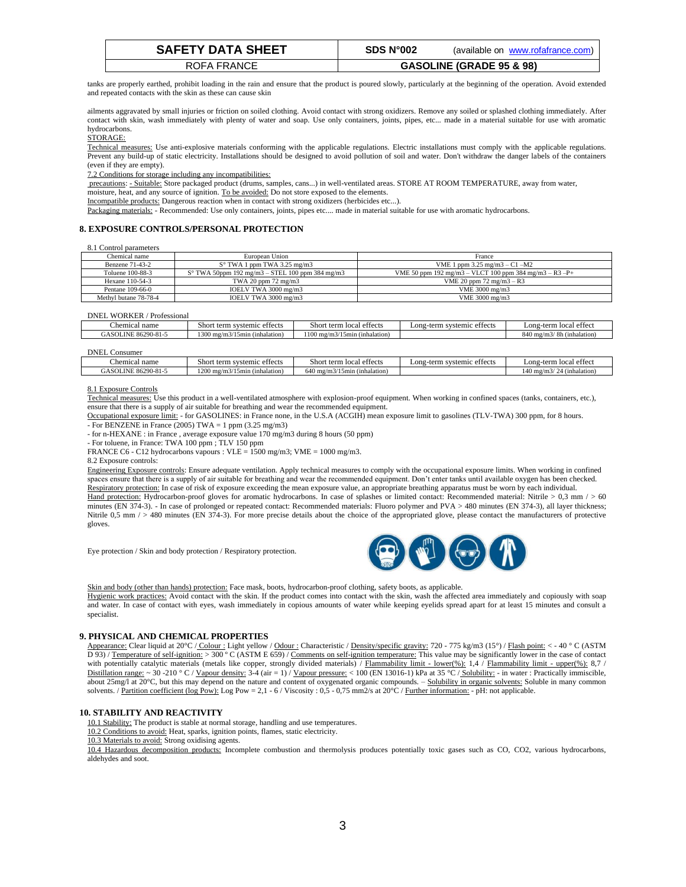tanks are properly earthed, prohibit loading in the rain and ensure that the product is poured slowly, particularly at the beginning of the operation. Avoid extended and repeated contacts with the skin as these can cause skin

ailments aggravated by small injuries or friction on soiled clothing. Avoid contact with strong oxidizers. Remove any soiled or splashed clothing immediately. After contact with skin, wash immediately with plenty of water and soap. Use only containers, joints, pipes, etc... made in a material suitable for use with aromatic hydrocarbons.

STORAGE:

Technical measures: Use anti-explosive materials conforming with the applicable regulations. Electric installations must comply with the applicable regulations. Prevent any build-up of static electricity. Installations should be designed to avoid pollution of soil and water. Don't withdraw the danger labels of the containers (even if they are empty).

7.2 Conditions for storage including any incompatibilities:

precautions: - Suitable: Store packaged product (drums, samples, cans...) in well-ventilated areas. STORE AT ROOM TEMPERATURE, away from water, moisture, heat, and any source of ignition. To be avoided: Do not store exposed to the elements.

Incompatible products: Dangerous reaction when in contact with strong oxidizers (herbicides etc...).

Packaging materials: - Recommended: Use only containers, joints, pipes etc.... made in material suitable for use with aromatic hydrocarbons.

## 8. EXPOSURE CONTROLS/PERSONAL PROTECTION

8.1 Control parameters

| Chemical name | European Union | France |
|---|---|---|
| Benzene 71-43-2 | S° TWA 1 ppm TWA 3.25 mg/m3 | VME 1 ppm 3.25 mg/m3 – C1 –M2 |
| Toluene 100-88-3 | S° TWA 50ppm 192 mg/m3 – STEL 100 ppm 384 mg/m3 | VME 50 ppm 192 mg/m3 – VLCT 100 ppm 384 mg/m3 – R3 –P+ |
| Hexane 110-54-3 | TWA 20 ppm 72 mg/m3 | VME 20 ppm 72 mg/m3 – R3 |
| Pentane 109-66-0 | IOELV TWA 3000 mg/m3 | VME 3000 mg/m3 |
| Methyl butane 78-78-4 | IOELV TWA 3000 mg/m3 | VME 3000 mg/m3 |

DNEL WORKER / Professional

| Chemical name | Short term systemic effects | Short term local effects | Long-term systemic effects | Long-term local effect |
|---|---|---|---|---|
| GASOLINE 86290-81-5 | 1300 mg/m3/15min (inhalation) | 1100 mg/m3/15min (inhalation) | | 840 mg/m3/ 8h (inhalation) |

DNEL Consumer

| Chemical name | Short term systemic effects | Short term local effects | Long-term systemic effects | Long-term local effect |
|---|---|---|---|---|
| GASOLINE 86290-81-5 | 1200 mg/m3/15min (inhalation) | 640 mg/m3/15min (inhalation) | | 140 mg/m3/ 24 (inhalation) |

8.1 Exposure Controls

Technical measures: Use this product in a well-ventilated atmosphere with explosion-proof equipment. When working in confined spaces (tanks, containers, etc.), ensure that there is a supply of air suitable for breathing and wear the recommended equipment.

Occupational exposure limit: - for GASOLINES: in France none, in the U.S.A (ACGIH) mean exposure limit to gasolines (TLV-TWA) 300 ppm, for 8 hours.

- For BENZENE in France (2005) TWA = 1 ppm (3.25 mg/m3)
- for n-HEXANE : in France , average exposure value 170 mg/m3 during 8 hours (50 ppm)
- For toluene, in France: TWA 100 ppm ; TLV 150 ppm

FRANCE C6 - C12 hydrocarbons vapours : VLE = 1500 mg/m3; VME = 1000 mg/m3.

8.2 Exposure controls:

Engineering Exposure controls: Ensure adequate ventilation. Apply technical measures to comply with the occupational exposure limits. When working in confined spaces ensure that there is a supply of air suitable for breathing and wear the recommended equipment. Don't enter tanks until available oxygen has been checked.

Respiratory protection: In case of risk of exposure exceeding the mean exposure value, an appropriate breathing apparatus must be worn by each individual.

Hand protection: Hydrocarbon-proof gloves for aromatic hydrocarbons. In case of splashes or limited contact: Recommended material: Nitrile > 0,3 mm / > 60 minutes (EN 374-3). - In case of prolonged or repeated contact: Recommended materials: Fluoro polymer and PVA > 480 minutes (EN 374-3), all layer thickness; Nitrile 0,5 mm / > 480 minutes (EN 374-3). For more precise details about the choice of the appropriated glove, please contact the manufacturers of protective gloves.

Eye protection / Skin and body protection / Respiratory protection.

Skin and body (other than hands) protection: Face mask, boots, hydrocarbon-proof clothing, safety boots, as applicable.

Hygienic work practices: Avoid contact with the skin. If the product comes into contact with the skin, wash the affected area immediately and copiously with soap and water. In case of contact with eyes, wash immediately in copious amounts of water while keeping eyelids spread apart for at least 15 minutes and consult a specialist.

## 9. PHYSICAL AND CHEMICAL PROPERTIES

Appearance: Clear liquid at 20°C / Colour : Light yellow / Odour : Characteristic / Density/specific gravity: 720 - 775 kg/m3 (15°) / Flash point: < - 40 ° C (ASTM D 93) / Temperature of self-ignition: > 300 ° C (ASTM E 659) / Comments on self-ignition temperature: This value may be significantly lower in the case of contact with potentially catalytic materials (metals like copper, strongly divided materials) / Flammability limit - lower(%): 1,4 / Flammability limit - upper(%): 8,7 / Distillation range: ~ 30 -210 ° C / Vapour density: 3-4 (air = 1) / Vapour pressure: < 100 (EN 13016-1) kPa at 35 °C / Solubility: - in water : Practically immiscible, about 25mg/l at 20°C, but this may depend on the nature and content of oxygenated organic compounds. – Solubility in organic solvents: Soluble in many common solvents. / Partition coefficient (log Pow): Log Pow = 2,1 - 6 / Viscosity : 0,5 - 0,75 mm2/s at 20°C / Further information: - pH: not applicable.

## 10. STABILITY AND REACTIVITY

10.1 Stability: The product is stable at normal storage, handling and use temperatures.

10.2 Conditions to avoid: Heat, sparks, ignition points, flames, static electricity.

10.3 Materials to avoid: Strong oxidising agents.

10.4 Hazardous decomposition products: Incomplete combustion and thermolysis produces potentially toxic gases such as CO, CO2, various hydrocarbons, aldehydes and soot.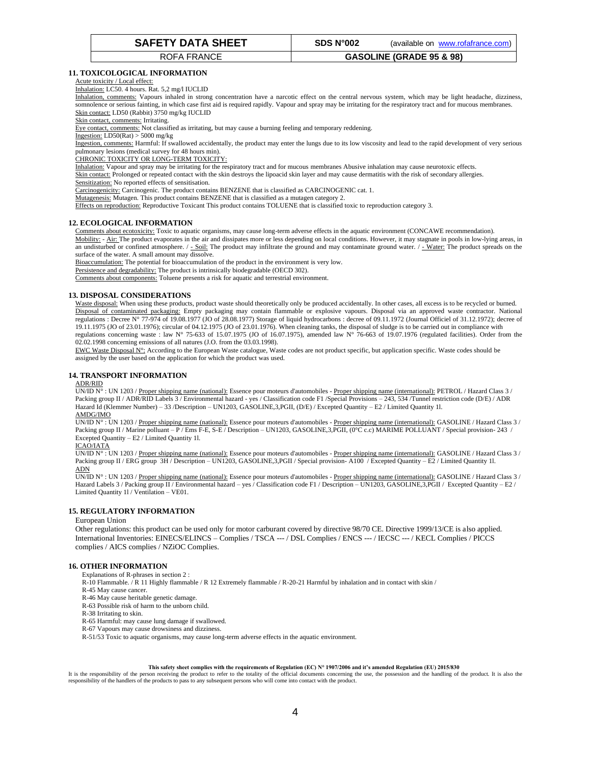## 11. TOXICOLOGICAL INFORMATION

Acute toxicity / Local effect:

Inhalation: LC50. 4 hours. Rat. 5,2 mg/l IUCLID

Inhalation, comments: Vapours inhaled in strong concentration have a narcotic effect on the central nervous system, which may be light headache, dizziness, somnolence or serious fainting, in which case first aid is required rapidly. Vapour and spray may be irritating for the respiratory tract and for mucous membranes.

Skin contact: LD50 (Rabbit) 3750 mg/kg IUCLID

Skin contact, comments: Irritating.

Eye contact, comments: Not classified as irritating, but may cause a burning feeling and temporary reddening.

Ingestion: LD50(Rat) > 5000 mg/kg

Ingestion, comments: Harmful: If swallowed accidentally, the product may enter the lungs due to its low viscosity and lead to the rapid development of very serious pulmonary lesions (medical survey for 48 hours min).

CHRONIC TOXICITY OR LONG-TERM TOXICITY:

Inhalation: Vapour and spray may be irritating for the respiratory tract and for mucous membranes Abusive inhalation may cause neurotoxic effects.

Skin contact: Prolonged or repeated contact with the skin destroys the lipoacid skin layer and may cause dermatitis with the risk of secondary allergies.

Sensitization: No reported effects of sensitisation.

Carcinogenicity: Carcinogenic. The product contains BENZENE that is classified as CARCINOGENIC cat. 1.

Mutagenesis: Mutagen. This product contains BENZENE that is classified as a mutagen category 2.

Effects on reproduction: Reproductive Toxicant This product contains TOLUENE that is classified toxic to reproduction category 3.

## 12. ECOLOGICAL INFORMATION

Comments about ecotoxicity: Toxic to aquatic organisms, may cause long-term adverse effects in the aquatic environment (CONCAWE recommendation).

Mobility: - Air: The product evaporates in the air and dissipates more or less depending on local conditions. However, it may stagnate in pools in low-lying areas, in an undisturbed or confined atmosphere. / - Soil: The product may infiltrate the ground and may contaminate ground water. / - Water: The product spreads on the surface of the water. A small amount may dissolve.

Bioaccumulation: The potential for bioaccumulation of the product in the environment is very low.

Persistence and degradability: The product is intrinsically biodegradable (OECD 302).

Comments about components: Toluene presents a risk for aquatic and terrestrial environment.

## 13. DISPOSAL CONSIDERATIONS

Waste disposal: When using these products, product waste should theoretically only be produced accidentally. In other cases, all excess is to be recycled or burned.

Disposal of contaminated packaging: Empty packaging may contain flammable or explosive vapours. Disposal via an approved waste contractor. National regulations : Decree N° 77-974 of 19.08.1977 (JO of 28.08.1977) Storage of liquid hydrocarbons : decree of 09.11.1972 (Journal Officiel of 31.12.1972); decree of 19.11.1975 (JO of 23.01.1976); circular of 04.12.1975 (JO of 23.01.1976). When cleaning tanks, the disposal of sludge is to be carried out in compliance with regulations concerning waste : law N° 75-633 of 15.07.1975 (JO of 16.07.1975), amended law N° 76-663 of 19.07.1976 (regulated facilities). Order from the 02.02.1998 concerning emissions of all natures (J.O. from the 03.03.1998).

EWC Waste Disposal N°: According to the European Waste catalogue, Waste codes are not product specific, but application specific. Waste codes should be assigned by the user based on the application for which the product was used.

## 14. TRANSPORT INFORMATION

ADR/RID

UN/ID N° : UN 1203 / Proper shipping name (national): Essence pour moteurs d'automobiles - Proper shipping name (international): PETROL / Hazard Class 3 / Packing group II / ADR/RID Labels 3 / Environmental hazard - yes / Classification code F1 /Special Provisions – 243, 534 /Tunnel restriction code (D/E) / ADR Hazard Id (Klemmer Number) – 33 /Description – UN1203, GASOLINE,3,PGII, (D/E) / Excepted Quantity – E2 / Limited Quantity 1l.

AMDG/IMO

UN/ID N° : UN 1203 / Proper shipping name (national): Essence pour moteurs d'automobiles - Proper shipping name (international): GASOLINE / Hazard Class 3 / Packing group II / Marine polluant – P / Ems F-E, S-E / Description – UN1203, GASOLINE,3,PGII, (0°C c.c) MARIME POLLUTANT / Special provision- 243 / Excepted Quantity – E2 / Limited Quantity 1l.

ICAO/IATA

UN/ID N° : UN 1203 / Proper shipping name (national): Essence pour moteurs d'automobiles - Proper shipping name (international): GASOLINE / Hazard Class 3 / Packing group II / ERG group 3H / Description – UN1203, GASOLINE,3,PGII / Special provision- A100 / Excepted Quantity – E2 / Limited Quantity 1l.

ADN

UN/ID N° : UN 1203 / Proper shipping name (national): Essence pour moteurs d'automobiles - Proper shipping name (international): GASOLINE / Hazard Class 3 / Hazard Labels 3 / Packing group II / Environmental hazard – yes / Classification code F1 / Description – UN1203, GASOLINE,3,PGII / Excepted Quantity – E2 / Limited Quantity 1l / Ventilation – VE01.

## 15. REGULATORY INFORMATION

European Union

Other regulations: this product can be used only for motor carburant covered by directive 98/70 CE. Directive 1999/13/CE is also applied.
International Inventories: EINECS/ELINCS – Complies / TSCA --- / DSL Complies / ENCS --- / IECSC --- / KECL Complies / PICCS complies / AICS complies / NZiOC Complies.

## 16. OTHER INFORMATION

Explanations of R-phrases in section 2 :

R-10 Flammable. / R 11 Highly flammable / R 12 Extremely flammable / R-20-21 Harmful by inhalation and in contact with skin /
R-45 May cause cancer.
R-46 May cause heritable genetic damage.
R-63 Possible risk of harm to the unborn child.
R-38 Irritating to skin.
R-65 Harmful: may cause lung damage if swallowed.
R-67 Vapours may cause drowsiness and dizziness.
R-51/53 Toxic to aquatic organisms, may cause long-term adverse effects in the aquatic environment.

**This safety sheet complies with the requirements of Regulation (EC) N° 1907/2006 and it's amended Regulation (EU) 2015/830**

It is the responsibility of the person receiving the product to refer to the totality of the official documents concerning the use, the possession and the handling of the product. It is also the responsibility of the handlers of the products to pass to any subsequent persons who will come into contact with the product.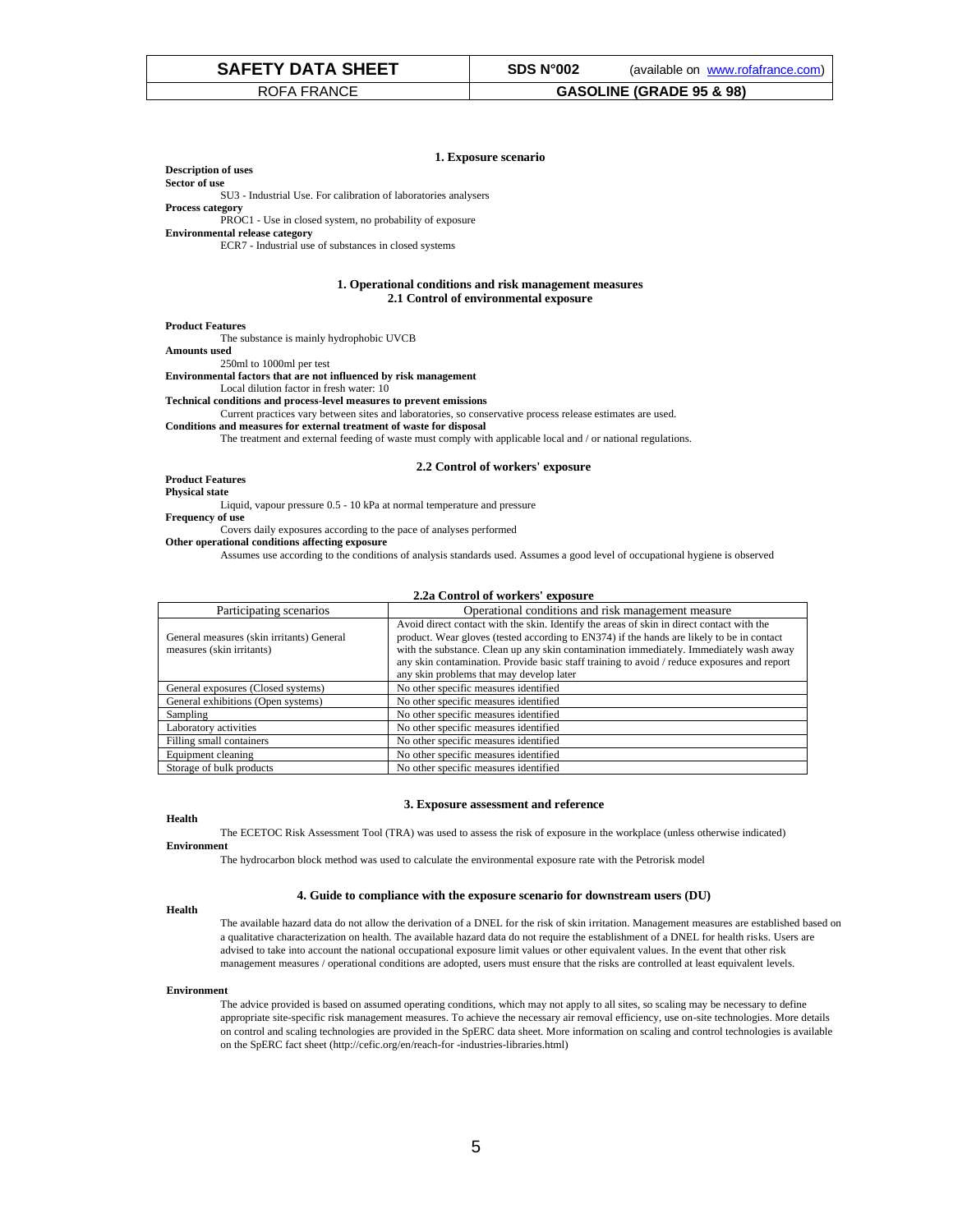## 1. Exposure scenario

**Description of uses**

**Sector of use**

SU3 - Industrial Use. For calibration of laboratories analysers

**Process category**

PROC1 - Use in closed system, no probability of exposure

**Environmental release category**

ECR7 - Industrial use of substances in closed systems

## 1. Operational conditions and risk management measures

### 2.1 Control of environmental exposure

**Product Features**

The substance is mainly hydrophobic UVCB

**Amounts used**

250ml to 1000ml per test

**Environmental factors that are not influenced by risk management**

Local dilution factor in fresh water: 10

**Technical conditions and process-level measures to prevent emissions**

Current practices vary between sites and laboratories, so conservative process release estimates are used.

**Conditions and measures for external treatment of waste for disposal**

The treatment and external feeding of waste must comply with applicable local and / or national regulations.

### 2.2 Control of workers' exposure

**Product Features**

**Physical state**

Liquid, vapour pressure 0.5 - 10 kPa at normal temperature and pressure

**Frequency of use**

Covers daily exposures according to the pace of analyses performed

**Other operational conditions affecting exposure**

Assumes use according to the conditions of analysis standards used. Assumes a good level of occupational hygiene is observed

**2.2a Control of workers' exposure**

| Participating scenarios | Operational conditions and risk management measure |
|---|---|
| General measures (skin irritants) General measures (skin irritants) | Avoid direct contact with the skin. Identify the areas of skin in direct contact with the product. Wear gloves (tested according to EN374) if the hands are likely to be in contact with the substance. Clean up any skin contamination immediately. Immediately wash away any skin contamination. Provide basic staff training to avoid / reduce exposures and report any skin problems that may develop later |
| General exposures (Closed systems) | No other specific measures identified |
| General exhibitions (Open systems) | No other specific measures identified |
| Sampling | No other specific measures identified |
| Laboratory activities | No other specific measures identified |
| Filling small containers | No other specific measures identified |
| Equipment cleaning | No other specific measures identified |
| Storage of bulk products | No other specific measures identified |

## 3. Exposure assessment and reference

**Health**

The ECETOC Risk Assessment Tool (TRA) was used to assess the risk of exposure in the workplace (unless otherwise indicated)

**Environment**

The hydrocarbon block method was used to calculate the environmental exposure rate with the Petrorisk model

## 4. Guide to compliance with the exposure scenario for downstream users (DU)

**Health**

The available hazard data do not allow the derivation of a DNEL for the risk of skin irritation. Management measures are established based on a qualitative characterization on health. The available hazard data do not require the establishment of a DNEL for health risks. Users are advised to take into account the national occupational exposure limit values or other equivalent values. In the event that other risk management measures / operational conditions are adopted, users must ensure that the risks are controlled at least equivalent levels.

**Environment**

The advice provided is based on assumed operating conditions, which may not apply to all sites, so scaling may be necessary to define appropriate site-specific risk management measures. To achieve the necessary air removal efficiency, use on-site technologies. More details on control and scaling technologies are provided in the SpERC data sheet. More information on scaling and control technologies is available on the SpERC fact sheet (http://cefic.org/en/reach-for -industries-libraries.html)